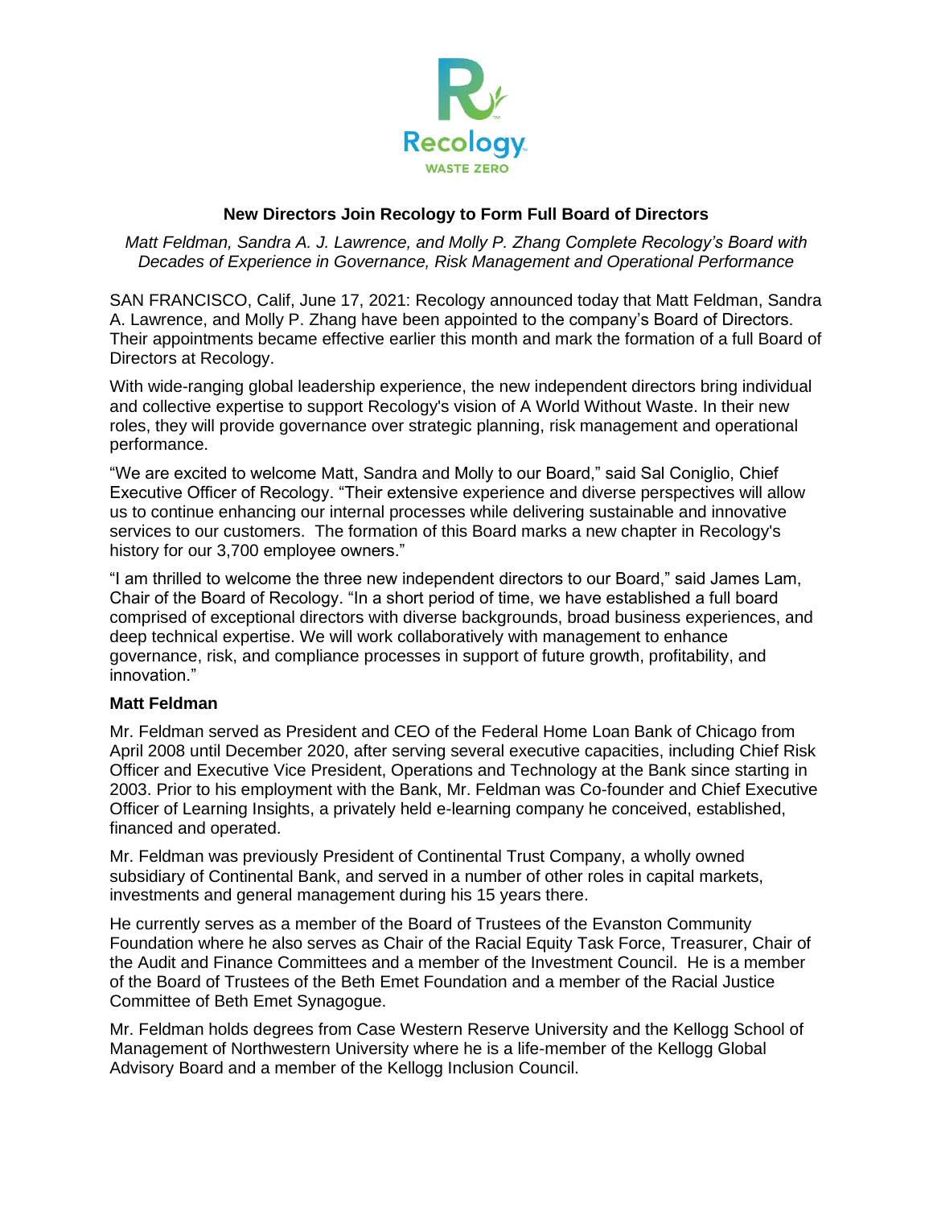# New Directors Join Recology to Form Full Board of Directors

*Matt Feldman, Sandra A. J. Lawrence, and Molly P. Zhang Complete Recology's Board with Decades of Experience in Governance, Risk Management and Operational Performance*

SAN FRANCISCO, Calif, June 17, 2021: Recology announced today that Matt Feldman, Sandra A. Lawrence, and Molly P. Zhang have been appointed to the company's Board of Directors. Their appointments became effective earlier this month and mark the formation of a full Board of Directors at Recology.

With wide-ranging global leadership experience, the new independent directors bring individual and collective expertise to support Recology's vision of A World Without Waste. In their new roles, they will provide governance over strategic planning, risk management and operational performance.

"We are excited to welcome Matt, Sandra and Molly to our Board," said Sal Coniglio, Chief Executive Officer of Recology. "Their extensive experience and diverse perspectives will allow us to continue enhancing our internal processes while delivering sustainable and innovative services to our customers. The formation of this Board marks a new chapter in Recology's history for our 3,700 employee owners."

"I am thrilled to welcome the three new independent directors to our Board," said James Lam, Chair of the Board of Recology. "In a short period of time, we have established a full board comprised of exceptional directors with diverse backgrounds, broad business experiences, and deep technical expertise. We will work collaboratively with management to enhance governance, risk, and compliance processes in support of future growth, profitability, and innovation."

**Matt Feldman**

Mr. Feldman served as President and CEO of the Federal Home Loan Bank of Chicago from April 2008 until December 2020, after serving several executive capacities, including Chief Risk Officer and Executive Vice President, Operations and Technology at the Bank since starting in 2003. Prior to his employment with the Bank, Mr. Feldman was Co-founder and Chief Executive Officer of Learning Insights, a privately held e-learning company he conceived, established, financed and operated.

Mr. Feldman was previously President of Continental Trust Company, a wholly owned subsidiary of Continental Bank, and served in a number of other roles in capital markets, investments and general management during his 15 years there.

He currently serves as a member of the Board of Trustees of the Evanston Community Foundation where he also serves as Chair of the Racial Equity Task Force, Treasurer, Chair of the Audit and Finance Committees and a member of the Investment Council. He is a member of the Board of Trustees of the Beth Emet Foundation and a member of the Racial Justice Committee of Beth Emet Synagogue.

Mr. Feldman holds degrees from Case Western Reserve University and the Kellogg School of Management of Northwestern University where he is a life-member of the Kellogg Global Advisory Board and a member of the Kellogg Inclusion Council.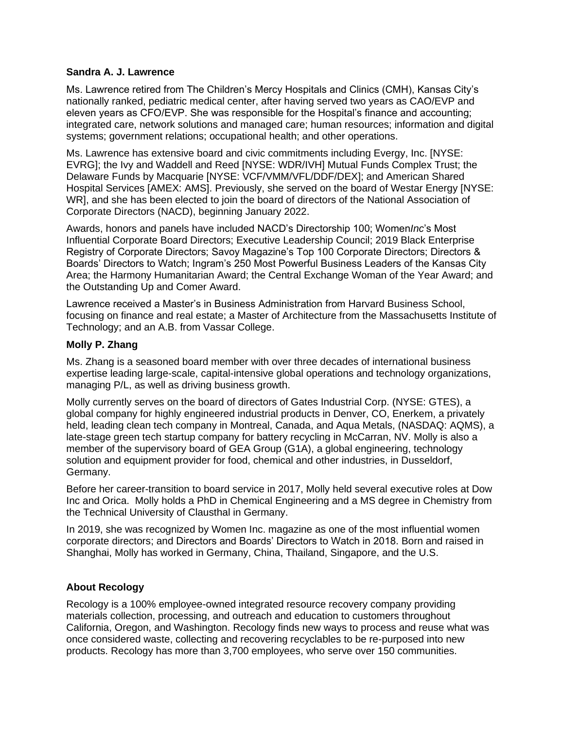**Sandra A. J. Lawrence**

Ms. Lawrence retired from The Children's Mercy Hospitals and Clinics (CMH), Kansas City's nationally ranked, pediatric medical center, after having served two years as CAO/EVP and eleven years as CFO/EVP. She was responsible for the Hospital's finance and accounting; integrated care, network solutions and managed care; human resources; information and digital systems; government relations; occupational health; and other operations.

Ms. Lawrence has extensive board and civic commitments including Evergy, Inc. [NYSE: EVRG]; the Ivy and Waddell and Reed [NYSE: WDR/IVH] Mutual Funds Complex Trust; the Delaware Funds by Macquarie [NYSE: VCF/VMM/VFL/DDF/DEX]; and American Shared Hospital Services [AMEX: AMS]. Previously, she served on the board of Westar Energy [NYSE: WR], and she has been elected to join the board of directors of the National Association of Corporate Directors (NACD), beginning January 2022.

Awards, honors and panels have included NACD's Directorship 100; Women*Inc*'s Most Influential Corporate Board Directors; Executive Leadership Council; 2019 Black Enterprise Registry of Corporate Directors; Savoy Magazine's Top 100 Corporate Directors; Directors & Boards' Directors to Watch; Ingram's 250 Most Powerful Business Leaders of the Kansas City Area; the Harmony Humanitarian Award; the Central Exchange Woman of the Year Award; and the Outstanding Up and Comer Award.

Lawrence received a Master's in Business Administration from Harvard Business School, focusing on finance and real estate; a Master of Architecture from the Massachusetts Institute of Technology; and an A.B. from Vassar College.

**Molly P. Zhang**

Ms. Zhang is a seasoned board member with over three decades of international business expertise leading large-scale, capital-intensive global operations and technology organizations, managing P/L, as well as driving business growth.

Molly currently serves on the board of directors of Gates Industrial Corp. (NYSE: GTES), a global company for highly engineered industrial products in Denver, CO, Enerkem, a privately held, leading clean tech company in Montreal, Canada, and Aqua Metals, (NASDAQ: AQMS), a late-stage green tech startup company for battery recycling in McCarran, NV. Molly is also a member of the supervisory board of GEA Group (G1A), a global engineering, technology solution and equipment provider for food, chemical and other industries, in Dusseldorf, Germany.

Before her career-transition to board service in 2017, Molly held several executive roles at Dow Inc and Orica. Molly holds a PhD in Chemical Engineering and a MS degree in Chemistry from the Technical University of Clausthal in Germany.

In 2019, she was recognized by Women Inc. magazine as one of the most influential women corporate directors; and Directors and Boards' Directors to Watch in 2018. Born and raised in Shanghai, Molly has worked in Germany, China, Thailand, Singapore, and the U.S.

**About Recology**

Recology is a 100% employee-owned integrated resource recovery company providing materials collection, processing, and outreach and education to customers throughout California, Oregon, and Washington. Recology finds new ways to process and reuse what was once considered waste, collecting and recovering recyclables to be re-purposed into new products. Recology has more than 3,700 employees, who serve over 150 communities.